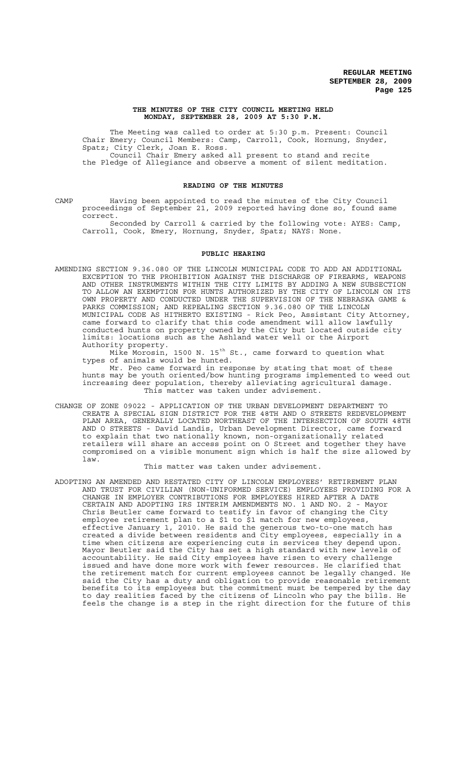# THE MINUTES OF THE CITY COUNCIL MEETING HELD MONDAY, SEPTEMBER 28, 2009 AT 5:30 P.M.

The Meeting was called to order at 5:30 p.m. Present: Council Chair Emery; Council Members: Camp, Carroll, Cook, Hornung, Snyder, Spatz; City Clerk, Joan E. Ross.

Council Chair Emery asked all present to stand and recite the Pledge of Allegiance and observe a moment of silent meditation.

## READING OF THE MINUTES

CAMP Having been appointed to read the minutes of the City Council proceedings of September 21, 2009 reported having done so, found same correct.

Seconded by Carroll & carried by the following vote: AYES: Camp, Carroll, Cook, Emery, Hornung, Snyder, Spatz; NAYS: None.

## PUBLIC HEARING

AMENDING SECTION 9.36.080 OF THE LINCOLN MUNICIPAL CODE TO ADD AN ADDITIONAL EXCEPTION TO THE PROHIBITION AGAINST THE DISCHARGE OF FIREARMS, WEAPONS AND OTHER INSTRUMENTS WITHIN THE CITY LIMITS BY ADDING A NEW SUBSECTION TO ALLOW AN EXEMPTION FOR HUNTS AUTHORIZED BY THE CITY OF LINCOLN ON ITS OWN PROPERTY AND CONDUCTED UNDER THE SUPERVISION OF THE NEBRASKA GAME & PARKS COMMISSION; AND REPEALING SECTION 9.36.080 OF THE LINCOLN MUNICIPAL CODE AS HITHERTO EXISTING - Rick Peo, Assistant City Attorney, came forward to clarify that this code amendment will allow lawfully conducted hunts on property owned by the City but located outside city limits: locations such as the Ashland water well or the Airport Authority property.

Mike Morosin, 1500 N. 15th St., came forward to question what types of animals would be hunted.

Mr. Peo came forward in response by stating that most of these hunts may be youth oriented/bow hunting programs implemented to weed out increasing deer population, thereby alleviating agricultural damage.

This matter was taken under advisement.

CHANGE OF ZONE 09022 - APPLICATION OF THE URBAN DEVELOPMENT DEPARTMENT TO CREATE A SPECIAL SIGN DISTRICT FOR THE 48TH AND O STREETS REDEVELOPMENT PLAN AREA, GENERALLY LOCATED NORTHEAST OF THE INTERSECTION OF SOUTH 48TH AND O STREETS - David Landis, Urban Development Director, came forward to explain that two nationally known, non-organizationally related retailers will share an access point on O Street and together they have compromised on a visible monument sign which is half the size allowed by law.

This matter was taken under advisement.

ADOPTING AN AMENDED AND RESTATED CITY OF LINCOLN EMPLOYEES' RETIREMENT PLAN AND TRUST FOR CIVILIAN (NON-UNIFORMED SERVICE) EMPLOYEES PROVIDING FOR A CHANGE IN EMPLOYER CONTRIBUTIONS FOR EMPLOYEES HIRED AFTER A DATE CERTAIN AND ADOPTING IRS INTERIM AMENDMENTS NO. 1 AND NO. 2 - Mayor Chris Beutler came forward to testify in favor of changing the City employee retirement plan to a $1 to $1 match for new employees, effective January 1, 2010. He said the generous two-to-one match has created a divide between residents and City employees, especially in a time when citizens are experiencing cuts in services they depend upon. Mayor Beutler said the City has set a high standard with new levels of accountability. He said City employees have risen to every challenge issued and have done more work with fewer resources. He clarified that the retirement match for current employees cannot be legally changed. He said the City has a duty and obligation to provide reasonable retirement benefits to its employees but the commitment must be tempered by the day to day realities faced by the citizens of Lincoln who pay the bills. He feels the change is a step in the right direction for the future of this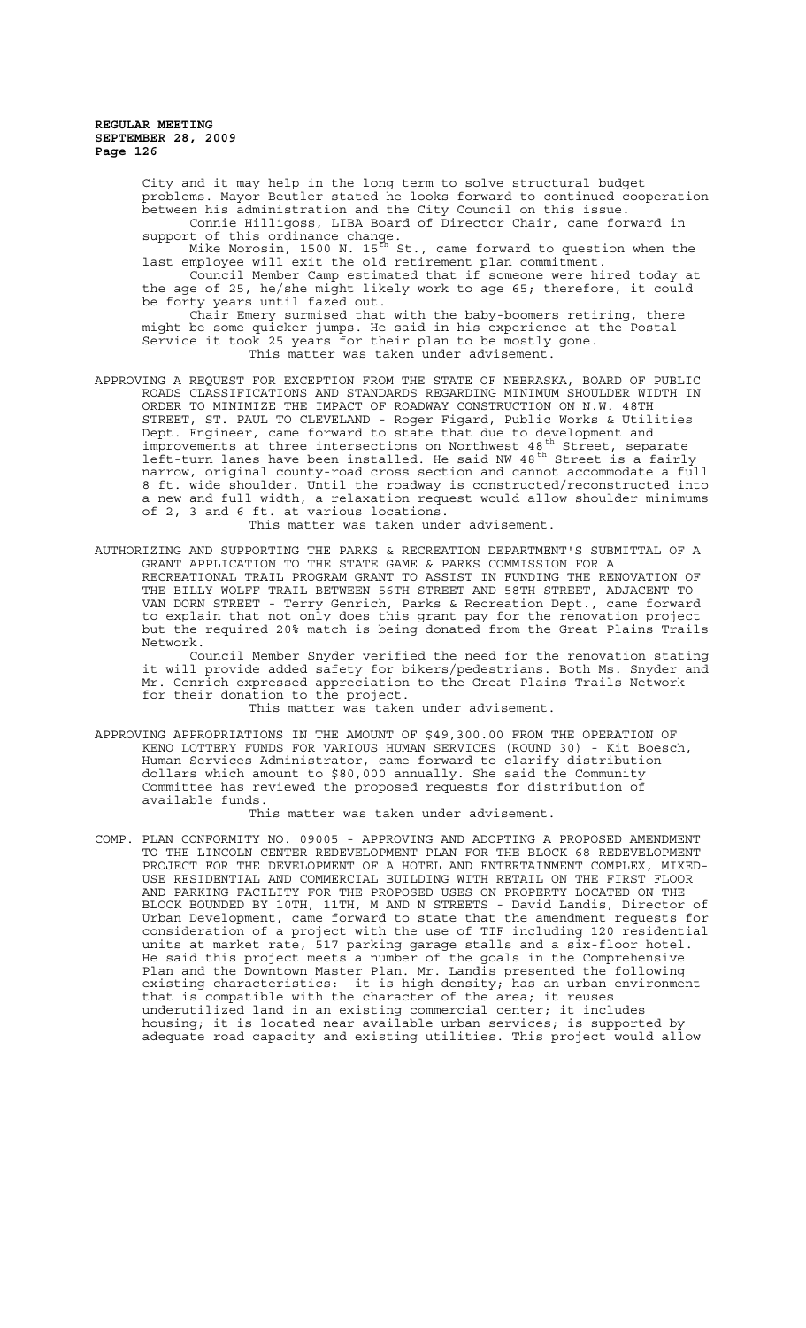City and it may help in the long term to solve structural budget problems. Mayor Beutler stated he looks forward to continued cooperation between his administration and the City Council on this issue.

Connie Hilligoss, LIBA Board of Director Chair, came forward in support of this ordinance change.

Mike Morosin, 1500 N. 15th St., came forward to question when the last employee will exit the old retirement plan commitment.

Council Member Camp estimated that if someone were hired today at the age of 25, he/she might likely work to age 65; therefore, it could be forty years until fazed out.

Chair Emery surmised that with the baby-boomers retiring, there might be some quicker jumps. He said in his experience at the Postal Service it took 25 years for their plan to be mostly gone.

This matter was taken under advisement.

APPROVING A REQUEST FOR EXCEPTION FROM THE STATE OF NEBRASKA, BOARD OF PUBLIC ROADS CLASSIFICATIONS AND STANDARDS REGARDING MINIMUM SHOULDER WIDTH IN ORDER TO MINIMIZE THE IMPACT OF ROADWAY CONSTRUCTION ON N.W. 48TH STREET, ST. PAUL TO CLEVELAND - Roger Figard, Public Works & Utilities Dept. Engineer, came forward to state that due to development and improvements at three intersections on Northwest 48th Street, separate left-turn lanes have been installed. He said NW 48th Street is a fairly narrow, original county-road cross section and cannot accommodate a full 8 ft. wide shoulder. Until the roadway is constructed/reconstructed into a new and full width, a relaxation request would allow shoulder minimums of 2, 3 and 6 ft. at various locations.

This matter was taken under advisement.

AUTHORIZING AND SUPPORTING THE PARKS & RECREATION DEPARTMENT'S SUBMITTAL OF A GRANT APPLICATION TO THE STATE GAME & PARKS COMMISSION FOR A RECREATIONAL TRAIL PROGRAM GRANT TO ASSIST IN FUNDING THE RENOVATION OF THE BILLY WOLFF TRAIL BETWEEN 56TH STREET AND 58TH STREET, ADJACENT TO VAN DORN STREET - Terry Genrich, Parks & Recreation Dept., came forward to explain that not only does this grant pay for the renovation project but the required 20% match is being donated from the Great Plains Trails Network.

Council Member Snyder verified the need for the renovation stating it will provide added safety for bikers/pedestrians. Both Ms. Snyder and Mr. Genrich expressed appreciation to the Great Plains Trails Network for their donation to the project.

This matter was taken under advisement.

APPROVING APPROPRIATIONS IN THE AMOUNT OF $49,300.00 FROM THE OPERATION OF KENO LOTTERY FUNDS FOR VARIOUS HUMAN SERVICES (ROUND 30) - Kit Boesch, Human Services Administrator, came forward to clarify distribution dollars which amount to $80,000 annually. She said the Community Committee has reviewed the proposed requests for distribution of available funds.

This matter was taken under advisement.

COMP. PLAN CONFORMITY NO. 09005 - APPROVING AND ADOPTING A PROPOSED AMENDMENT TO THE LINCOLN CENTER REDEVELOPMENT PLAN FOR THE BLOCK 68 REDEVELOPMENT PROJECT FOR THE DEVELOPMENT OF A HOTEL AND ENTERTAINMENT COMPLEX, MIXED-USE RESIDENTIAL AND COMMERCIAL BUILDING WITH RETAIL ON THE FIRST FLOOR AND PARKING FACILITY FOR THE PROPOSED USES ON PROPERTY LOCATED ON THE BLOCK BOUNDED BY 10TH, 11TH, M AND N STREETS - David Landis, Director of Urban Development, came forward to state that the amendment requests for consideration of a project with the use of TIF including 120 residential units at market rate, 517 parking garage stalls and a six-floor hotel. He said this project meets a number of the goals in the Comprehensive Plan and the Downtown Master Plan. Mr. Landis presented the following existing characteristics: it is high density; has an urban environment that is compatible with the character of the area; it reuses underutilized land in an existing commercial center; it includes housing; it is located near available urban services; is supported by adequate road capacity and existing utilities. This project would allow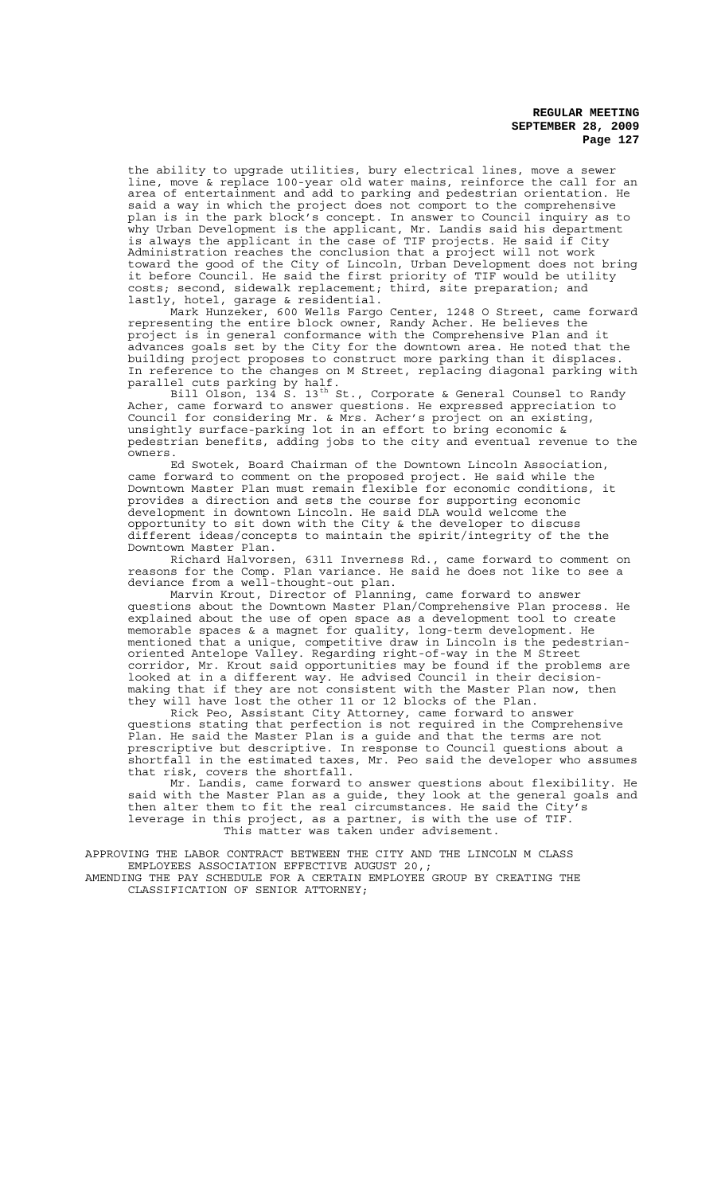the ability to upgrade utilities, bury electrical lines, move a sewer line, move & replace 100-year old water mains, reinforce the call for an area of entertainment and add to parking and pedestrian orientation. He said a way in which the project does not comport to the comprehensive plan is in the park block's concept. In answer to Council inquiry as to why Urban Development is the applicant, Mr. Landis said his department is always the applicant in the case of TIF projects. He said if City Administration reaches the conclusion that a project will not work toward the good of the City of Lincoln, Urban Development does not bring it before Council. He said the first priority of TIF would be utility costs; second, sidewalk replacement; third, site preparation; and lastly, hotel, garage & residential.

Mark Hunzeker, 600 Wells Fargo Center, 1248 O Street, came forward representing the entire block owner, Randy Acher. He believes the project is in general conformance with the Comprehensive Plan and it advances goals set by the City for the downtown area. He noted that the building project proposes to construct more parking than it displaces. In reference to the changes on M Street, replacing diagonal parking with parallel cuts parking by half.

Bill Olson, 134 S. 13th St., Corporate & General Counsel to Randy Acher, came forward to answer questions. He expressed appreciation to Council for considering Mr. & Mrs. Acher's project on an existing, unsightly surface-parking lot in an effort to bring economic & pedestrian benefits, adding jobs to the city and eventual revenue to the owners.

Ed Swotek, Board Chairman of the Downtown Lincoln Association, came forward to comment on the proposed project. He said while the Downtown Master Plan must remain flexible for economic conditions, it provides a direction and sets the course for supporting economic development in downtown Lincoln. He said DLA would welcome the opportunity to sit down with the City & the developer to discuss different ideas/concepts to maintain the spirit/integrity of the the Downtown Master Plan.

Richard Halvorsen, 6311 Inverness Rd., came forward to comment on reasons for the Comp. Plan variance. He said he does not like to see a deviance from a well-thought-out plan.

Marvin Krout, Director of Planning, came forward to answer questions about the Downtown Master Plan/Comprehensive Plan process. He explained about the use of open space as a development tool to create memorable spaces & a magnet for quality, long-term development. He mentioned that a unique, competitive draw in Lincoln is the pedestrian-oriented Antelope Valley. Regarding right-of-way in the M Street corridor, Mr. Krout said opportunities may be found if the problems are looked at in a different way. He advised Council in their decision-making that if they are not consistent with the Master Plan now, then they will have lost the other 11 or 12 blocks of the Plan.

Rick Peo, Assistant City Attorney, came forward to answer questions stating that perfection is not required in the Comprehensive Plan. He said the Master Plan is a guide and that the terms are not prescriptive but descriptive. In response to Council questions about a shortfall in the estimated taxes, Mr. Peo said the developer who assumes that risk, covers the shortfall.

Mr. Landis, came forward to answer questions about flexibility. He said with the Master Plan as a guide, they look at the general goals and then alter them to fit the real circumstances. He said the City's leverage in this project, as a partner, is with the use of TIF.

This matter was taken under advisement.

APPROVING THE LABOR CONTRACT BETWEEN THE CITY AND THE LINCOLN M CLASS EMPLOYEES ASSOCIATION EFFECTIVE AUGUST 20,;

AMENDING THE PAY SCHEDULE FOR A CERTAIN EMPLOYEE GROUP BY CREATING THE CLASSIFICATION OF SENIOR ATTORNEY;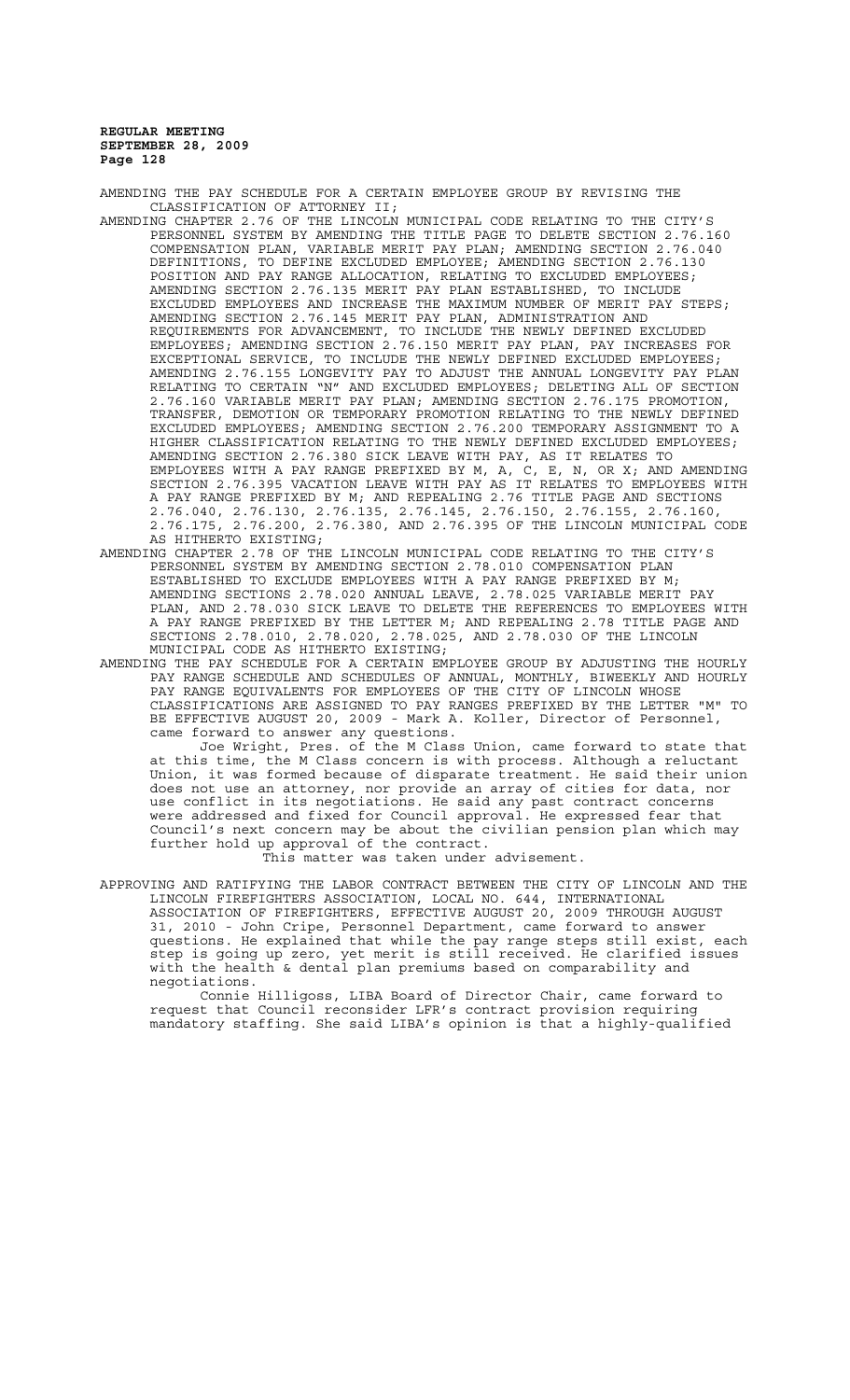AMENDING THE PAY SCHEDULE FOR A CERTAIN EMPLOYEE GROUP BY REVISING THE CLASSIFICATION OF ATTORNEY II;

AMENDING CHAPTER 2.76 OF THE LINCOLN MUNICIPAL CODE RELATING TO THE CITY'S PERSONNEL SYSTEM BY AMENDING THE TITLE PAGE TO DELETE SECTION 2.76.160 COMPENSATION PLAN, VARIABLE MERIT PAY PLAN; AMENDING SECTION 2.76.040 DEFINITIONS, TO DEFINE EXCLUDED EMPLOYEE; AMENDING SECTION 2.76.130 POSITION AND PAY RANGE ALLOCATION, RELATING TO EXCLUDED EMPLOYEES; AMENDING SECTION 2.76.135 MERIT PAY PLAN ESTABLISHED, TO INCLUDE EXCLUDED EMPLOYEES AND INCREASE THE MAXIMUM NUMBER OF MERIT PAY STEPS; AMENDING SECTION 2.76.145 MERIT PAY PLAN, ADMINISTRATION AND REQUIREMENTS FOR ADVANCEMENT, TO INCLUDE THE NEWLY DEFINED EXCLUDED EMPLOYEES; AMENDING SECTION 2.76.150 MERIT PAY PLAN, PAY INCREASES FOR EXCEPTIONAL SERVICE, TO INCLUDE THE NEWLY DEFINED EXCLUDED EMPLOYEES; AMENDING 2.76.155 LONGEVITY PAY TO ADJUST THE ANNUAL LONGEVITY PAY PLAN RELATING TO CERTAIN "N" AND EXCLUDED EMPLOYEES; DELETING ALL OF SECTION 2.76.160 VARIABLE MERIT PAY PLAN; AMENDING SECTION 2.76.175 PROMOTION, TRANSFER, DEMOTION OR TEMPORARY PROMOTION RELATING TO THE NEWLY DEFINED EXCLUDED EMPLOYEES; AMENDING SECTION 2.76.200 TEMPORARY ASSIGNMENT TO A HIGHER CLASSIFICATION RELATING TO THE NEWLY DEFINED EXCLUDED EMPLOYEES; AMENDING SECTION 2.76.380 SICK LEAVE WITH PAY, AS IT RELATES TO EMPLOYEES WITH A PAY RANGE PREFIXED BY M, A, C, E, N, OR X; AND AMENDING SECTION 2.76.395 VACATION LEAVE WITH PAY AS IT RELATES TO EMPLOYEES WITH A PAY RANGE PREFIXED BY M; AND REPEALING 2.76 TITLE PAGE AND SECTIONS 2.76.040, 2.76.130, 2.76.135, 2.76.145, 2.76.150, 2.76.155, 2.76.160, 2.76.175, 2.76.200, 2.76.380, AND 2.76.395 OF THE LINCOLN MUNICIPAL CODE AS HITHERTO EXISTING;

AMENDING CHAPTER 2.78 OF THE LINCOLN MUNICIPAL CODE RELATING TO THE CITY'S PERSONNEL SYSTEM BY AMENDING SECTION 2.78.010 COMPENSATION PLAN ESTABLISHED TO EXCLUDE EMPLOYEES WITH A PAY RANGE PREFIXED BY M; AMENDING SECTIONS 2.78.020 ANNUAL LEAVE, 2.78.025 VARIABLE MERIT PAY PLAN, AND 2.78.030 SICK LEAVE TO DELETE THE REFERENCES TO EMPLOYEES WITH A PAY RANGE PREFIXED BY THE LETTER M; AND REPEALING 2.78 TITLE PAGE AND SECTIONS 2.78.010, 2.78.020, 2.78.025, AND 2.78.030 OF THE LINCOLN MUNICIPAL CODE AS HITHERTO EXISTING;

AMENDING THE PAY SCHEDULE FOR A CERTAIN EMPLOYEE GROUP BY ADJUSTING THE HOURLY PAY RANGE SCHEDULE AND SCHEDULES OF ANNUAL, MONTHLY, BIWEEKLY AND HOURLY PAY RANGE EQUIVALENTS FOR EMPLOYEES OF THE CITY OF LINCOLN WHOSE CLASSIFICATIONS ARE ASSIGNED TO PAY RANGES PREFIXED BY THE LETTER "M" TO BE EFFECTIVE AUGUST 20, 2009 - Mark A. Koller, Director of Personnel, came forward to answer any questions.

Joe Wright, Pres. of the M Class Union, came forward to state that at this time, the M Class concern is with process. Although a reluctant Union, it was formed because of disparate treatment. He said their union does not use an attorney, nor provide an array of cities for data, nor use conflict in its negotiations. He said any past contract concerns were addressed and fixed for Council approval. He expressed fear that Council's next concern may be about the civilian pension plan which may further hold up approval of the contract.

This matter was taken under advisement.

APPROVING AND RATIFYING THE LABOR CONTRACT BETWEEN THE CITY OF LINCOLN AND THE LINCOLN FIREFIGHTERS ASSOCIATION, LOCAL NO. 644, INTERNATIONAL ASSOCIATION OF FIREFIGHTERS, EFFECTIVE AUGUST 20, 2009 THROUGH AUGUST 31, 2010 - John Cripe, Personnel Department, came forward to answer questions. He explained that while the pay range steps still exist, each step is going up zero, yet merit is still received. He clarified issues with the health & dental plan premiums based on comparability and negotiations.

Connie Hilligoss, LIBA Board of Director Chair, came forward to request that Council reconsider LFR's contract provision requiring mandatory staffing. She said LIBA's opinion is that a highly-qualified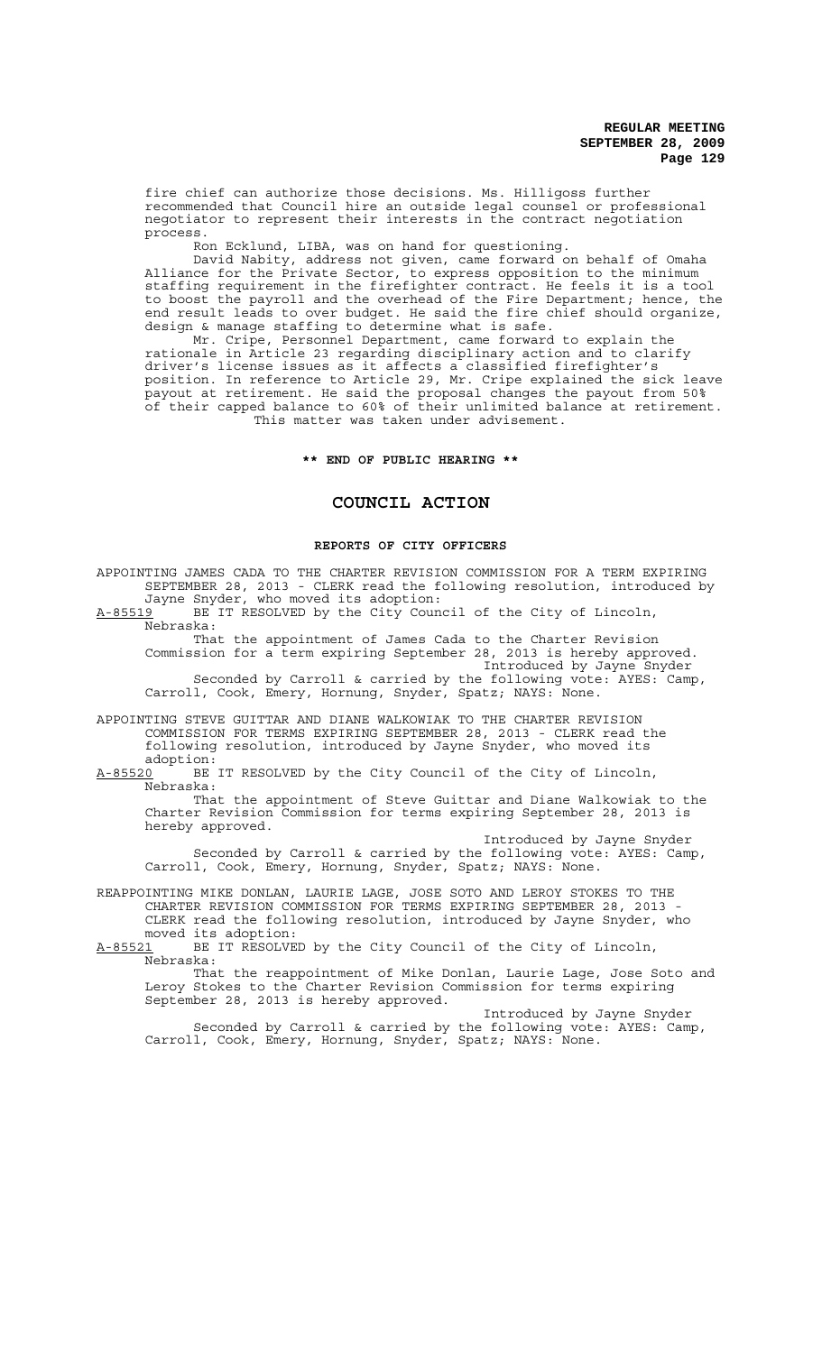fire chief can authorize those decisions. Ms. Hilligoss further recommended that Council hire an outside legal counsel or professional negotiator to represent their interests in the contract negotiation process.

Ron Ecklund, LIBA, was on hand for questioning.

David Nabity, address not given, came forward on behalf of Omaha Alliance for the Private Sector, to express opposition to the minimum staffing requirement in the firefighter contract. He feels it is a tool to boost the payroll and the overhead of the Fire Department; hence, the end result leads to over budget. He said the fire chief should organize, design & manage staffing to determine what is safe.

Mr. Cripe, Personnel Department, came forward to explain the rationale in Article 23 regarding disciplinary action and to clarify driver's license issues as it affects a classified firefighter's position. In reference to Article 29, Mr. Cripe explained the sick leave payout at retirement. He said the proposal changes the payout from 50% of their capped balance to 60% of their unlimited balance at retirement.

This matter was taken under advisement.

**\*\* END OF PUBLIC HEARING \*\***

## COUNCIL ACTION

### REPORTS OF CITY OFFICERS

APPOINTING JAMES CADA TO THE CHARTER REVISION COMMISSION FOR A TERM EXPIRING SEPTEMBER 28, 2013 - CLERK read the following resolution, introduced by Jayne Snyder, who moved its adoption:

A-85519 BE IT RESOLVED by the City Council of the City of Lincoln, Nebraska:

That the appointment of James Cada to the Charter Revision Commission for a term expiring September 28, 2013 is hereby approved.

Introduced by Jayne Snyder

Seconded by Carroll & carried by the following vote: AYES: Camp, Carroll, Cook, Emery, Hornung, Snyder, Spatz; NAYS: None.

APPOINTING STEVE GUITTAR AND DIANE WALKOWIAK TO THE CHARTER REVISION COMMISSION FOR TERMS EXPIRING SEPTEMBER 28, 2013 - CLERK read the following resolution, introduced by Jayne Snyder, who moved its adoption:

A-85520 BE IT RESOLVED by the City Council of the City of Lincoln, Nebraska:

That the appointment of Steve Guittar and Diane Walkowiak to the Charter Revision Commission for terms expiring September 28, 2013 is hereby approved.

Introduced by Jayne Snyder

Seconded by Carroll & carried by the following vote: AYES: Camp, Carroll, Cook, Emery, Hornung, Snyder, Spatz; NAYS: None.

REAPPOINTING MIKE DONLAN, LAURIE LAGE, JOSE SOTO AND LEROY STOKES TO THE CHARTER REVISION COMMISSION FOR TERMS EXPIRING SEPTEMBER 28, 2013 - CLERK read the following resolution, introduced by Jayne Snyder, who moved its adoption:

A-85521 BE IT RESOLVED by the City Council of the City of Lincoln, Nebraska:

That the reappointment of Mike Donlan, Laurie Lage, Jose Soto and Leroy Stokes to the Charter Revision Commission for terms expiring September 28, 2013 is hereby approved.

Introduced by Jayne Snyder

Seconded by Carroll & carried by the following vote: AYES: Camp, Carroll, Cook, Emery, Hornung, Snyder, Spatz; NAYS: None.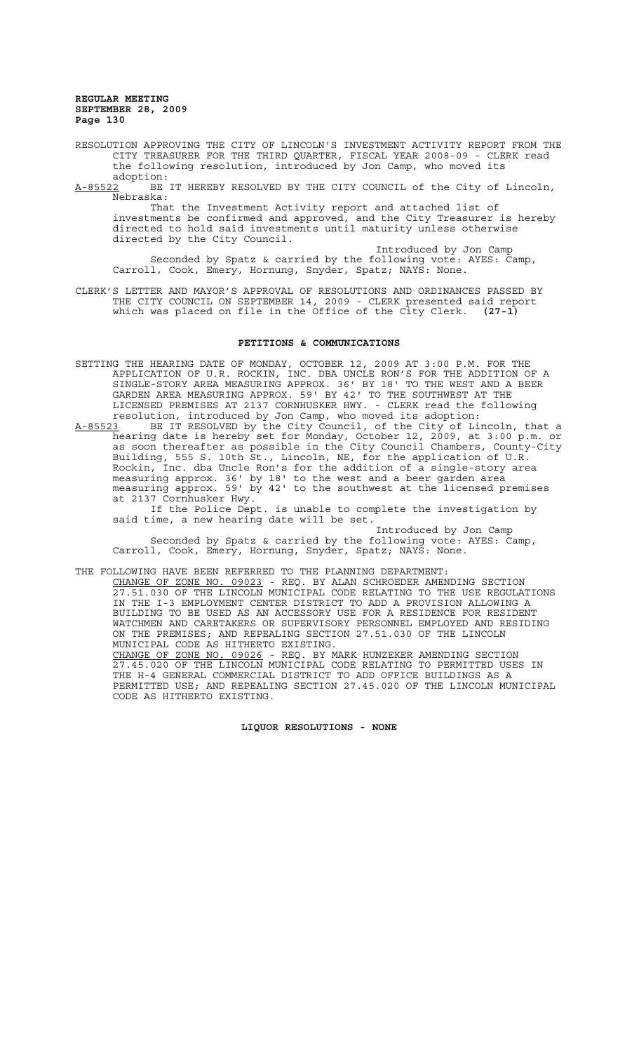RESOLUTION APPROVING THE CITY OF LINCOLN'S INVESTMENT ACTIVITY REPORT FROM THE CITY TREASURER FOR THE THIRD QUARTER, FISCAL YEAR 2008-09 - CLERK read the following resolution, introduced by Jon Camp, who moved its adoption:

A-85522 BE IT HEREBY RESOLVED BY THE CITY COUNCIL of the City of Lincoln, Nebraska:

That the Investment Activity report and attached list of investments be confirmed and approved, and the City Treasurer is hereby directed to hold said investments until maturity unless otherwise directed by the City Council.

Introduced by Jon Camp

Seconded by Spatz & carried by the following vote: AYES: Camp, Carroll, Cook, Emery, Hornung, Snyder, Spatz; NAYS: None.

CLERK'S LETTER AND MAYOR'S APPROVAL OF RESOLUTIONS AND ORDINANCES PASSED BY THE CITY COUNCIL ON SEPTEMBER 14, 2009 - CLERK presented said report which was placed on file in the Office of the City Clerk. **(27-1)**

## PETITIONS & COMMUNICATIONS

SETTING THE HEARING DATE OF MONDAY, OCTOBER 12, 2009 AT 3:00 P.M. FOR THE APPLICATION OF U.R. ROCKIN, INC. DBA UNCLE RON'S FOR THE ADDITION OF A SINGLE-STORY AREA MEASURING APPROX. 36' BY 18' TO THE WEST AND A BEER GARDEN AREA MEASURING APPROX. 59' BY 42' TO THE SOUTHWEST AT THE LICENSED PREMISES AT 2137 CORNHUSKER HWY. - CLERK read the following resolution, introduced by Jon Camp, who moved its adoption:

A-85523 BE IT RESOLVED by the City Council, of the City of Lincoln, that a hearing date is hereby set for Monday, October 12, 2009, at 3:00 p.m. or as soon thereafter as possible in the City Council Chambers, County-City Building, 555 S. 10th St., Lincoln, NE, for the application of U.R. Rockin, Inc. dba Uncle Ron's for the addition of a single-story area measuring approx. 36' by 18' to the west and a beer garden area measuring approx. 59' by 42' to the southwest at the licensed premises at 2137 Cornhusker Hwy.

If the Police Dept. is unable to complete the investigation by said time, a new hearing date will be set.

Introduced by Jon Camp

Seconded by Spatz & carried by the following vote: AYES: Camp, Carroll, Cook, Emery, Hornung, Snyder, Spatz; NAYS: None.

THE FOLLOWING HAVE BEEN REFERRED TO THE PLANNING DEPARTMENT:

CHANGE OF ZONE NO. 09023 - REQ. BY ALAN SCHROEDER AMENDING SECTION 27.51.030 OF THE LINCOLN MUNICIPAL CODE RELATING TO THE USE REGULATIONS IN THE I-3 EMPLOYMENT CENTER DISTRICT TO ADD A PROVISION ALLOWING A BUILDING TO BE USED AS AN ACCESSORY USE FOR A RESIDENCE FOR RESIDENT WATCHMEN AND CARETAKERS OR SUPERVISORY PERSONNEL EMPLOYED AND RESIDING ON THE PREMISES; AND REPEALING SECTION 27.51.030 OF THE LINCOLN MUNICIPAL CODE AS HITHERTO EXISTING.

CHANGE OF ZONE NO. 09026 - REQ. BY MARK HUNZEKER AMENDING SECTION 27.45.020 OF THE LINCOLN MUNICIPAL CODE RELATING TO PERMITTED USES IN THE H-4 GENERAL COMMERCIAL DISTRICT TO ADD OFFICE BUILDINGS AS A PERMITTED USE; AND REPEALING SECTION 27.45.020 OF THE LINCOLN MUNICIPAL CODE AS HITHERTO EXISTING.

## LIQUOR RESOLUTIONS - NONE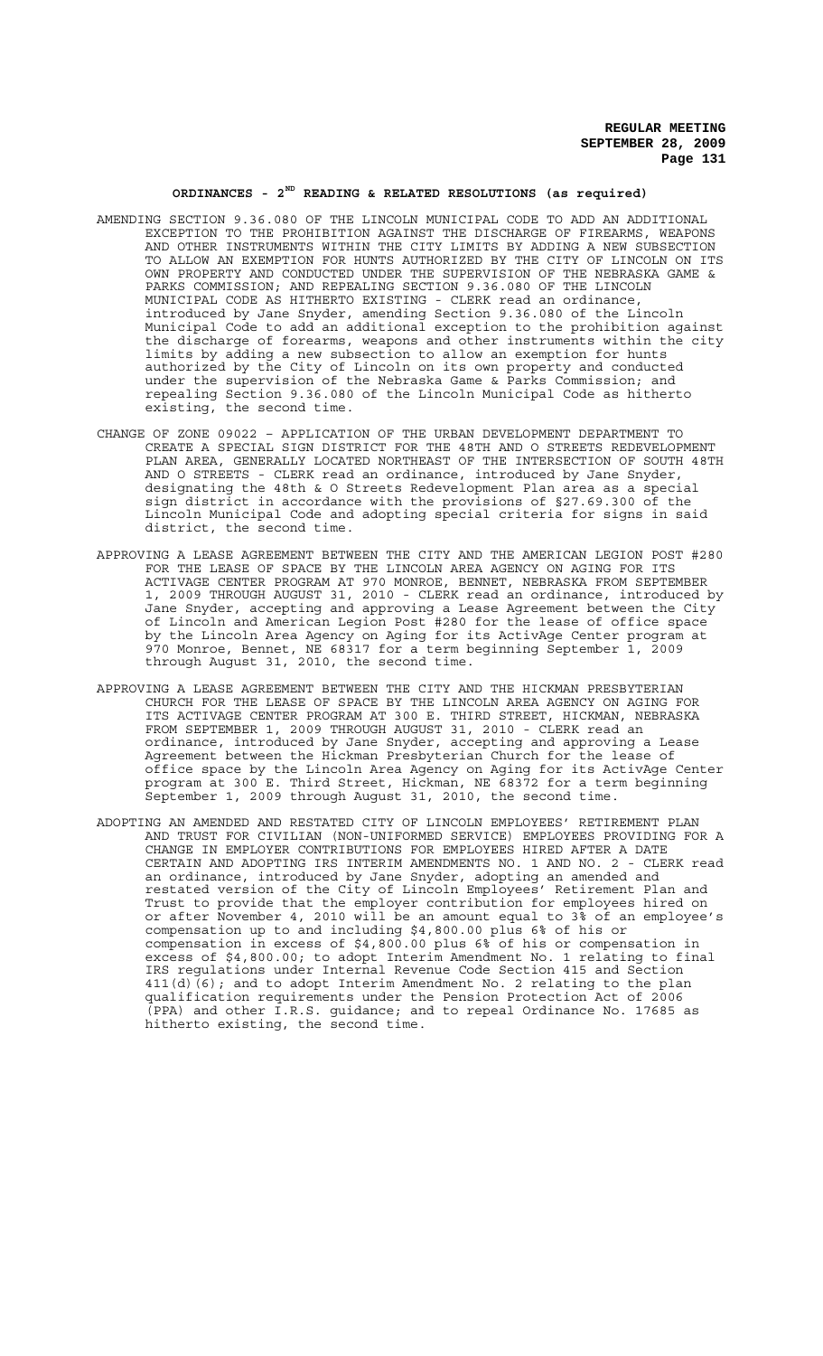## ORDINANCES - 2ND READING & RELATED RESOLUTIONS (as required)

AMENDING SECTION 9.36.080 OF THE LINCOLN MUNICIPAL CODE TO ADD AN ADDITIONAL EXCEPTION TO THE PROHIBITION AGAINST THE DISCHARGE OF FIREARMS, WEAPONS AND OTHER INSTRUMENTS WITHIN THE CITY LIMITS BY ADDING A NEW SUBSECTION TO ALLOW AN EXEMPTION FOR HUNTS AUTHORIZED BY THE CITY OF LINCOLN ON ITS OWN PROPERTY AND CONDUCTED UNDER THE SUPERVISION OF THE NEBRASKA GAME & PARKS COMMISSION; AND REPEALING SECTION 9.36.080 OF THE LINCOLN MUNICIPAL CODE AS HITHERTO EXISTING - CLERK read an ordinance, introduced by Jane Snyder, amending Section 9.36.080 of the Lincoln Municipal Code to add an additional exception to the prohibition against the discharge of forearms, weapons and other instruments within the city limits by adding a new subsection to allow an exemption for hunts authorized by the City of Lincoln on its own property and conducted under the supervision of the Nebraska Game & Parks Commission; and repealing Section 9.36.080 of the Lincoln Municipal Code as hitherto existing, the second time.

CHANGE OF ZONE 09022 – APPLICATION OF THE URBAN DEVELOPMENT DEPARTMENT TO CREATE A SPECIAL SIGN DISTRICT FOR THE 48TH AND O STREETS REDEVELOPMENT PLAN AREA, GENERALLY LOCATED NORTHEAST OF THE INTERSECTION OF SOUTH 48TH AND O STREETS - CLERK read an ordinance, introduced by Jane Snyder, designating the 48th & O Streets Redevelopment Plan area as a special sign district in accordance with the provisions of §27.69.300 of the Lincoln Municipal Code and adopting special criteria for signs in said district, the second time.

APPROVING A LEASE AGREEMENT BETWEEN THE CITY AND THE AMERICAN LEGION POST #280 FOR THE LEASE OF SPACE BY THE LINCOLN AREA AGENCY ON AGING FOR ITS ACTIVAGE CENTER PROGRAM AT 970 MONROE, BENNET, NEBRASKA FROM SEPTEMBER 1, 2009 THROUGH AUGUST 31, 2010 - CLERK read an ordinance, introduced by Jane Snyder, accepting and approving a Lease Agreement between the City of Lincoln and American Legion Post #280 for the lease of office space by the Lincoln Area Agency on Aging for its ActivAge Center program at 970 Monroe, Bennet, NE 68317 for a term beginning September 1, 2009 through August 31, 2010, the second time.

APPROVING A LEASE AGREEMENT BETWEEN THE CITY AND THE HICKMAN PRESBYTERIAN CHURCH FOR THE LEASE OF SPACE BY THE LINCOLN AREA AGENCY ON AGING FOR ITS ACTIVAGE CENTER PROGRAM AT 300 E. THIRD STREET, HICKMAN, NEBRASKA FROM SEPTEMBER 1, 2009 THROUGH AUGUST 31, 2010 - CLERK read an ordinance, introduced by Jane Snyder, accepting and approving a Lease Agreement between the Hickman Presbyterian Church for the lease of office space by the Lincoln Area Agency on Aging for its ActivAge Center program at 300 E. Third Street, Hickman, NE 68372 for a term beginning September 1, 2009 through August 31, 2010, the second time.

ADOPTING AN AMENDED AND RESTATED CITY OF LINCOLN EMPLOYEES' RETIREMENT PLAN AND TRUST FOR CIVILIAN (NON-UNIFORMED SERVICE) EMPLOYEES PROVIDING FOR A CHANGE IN EMPLOYER CONTRIBUTIONS FOR EMPLOYEES HIRED AFTER A DATE CERTAIN AND ADOPTING IRS INTERIM AMENDMENTS NO. 1 AND NO. 2 - CLERK read an ordinance, introduced by Jane Snyder, adopting an amended and restated version of the City of Lincoln Employees' Retirement Plan and Trust to provide that the employer contribution for employees hired on or after November 4, 2010 will be an amount equal to 3% of an employee's compensation up to and including $4,800.00 plus 6% of his or compensation in excess of $4,800.00 plus 6% of his or compensation in excess of $4,800.00; to adopt Interim Amendment No. 1 relating to final IRS regulations under Internal Revenue Code Section 415 and Section 411(d)(6); and to adopt Interim Amendment No. 2 relating to the plan qualification requirements under the Pension Protection Act of 2006 (PPA) and other I.R.S. guidance; and to repeal Ordinance No. 17685 as hitherto existing, the second time.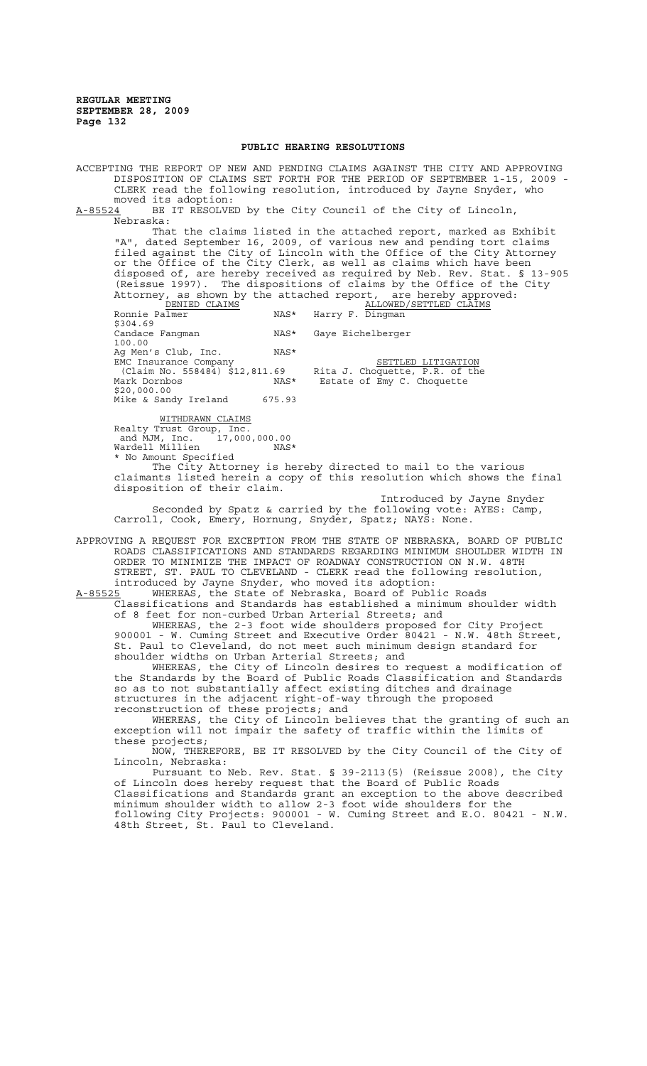## PUBLIC HEARING RESOLUTIONS

ACCEPTING THE REPORT OF NEW AND PENDING CLAIMS AGAINST THE CITY AND APPROVING DISPOSITION OF CLAIMS SET FORTH FOR THE PERIOD OF SEPTEMBER 1-15, 2009 - CLERK read the following resolution, introduced by Jayne Snyder, who moved its adoption:

A-85524 BE IT RESOLVED by the City Council of the City of Lincoln, Nebraska:

That the claims listed in the attached report, marked as Exhibit "A", dated September 16, 2009, of various new and pending tort claims filed against the City of Lincoln with the Office of the City Attorney or the Office of the City Clerk, as well as claims which have been disposed of, are hereby received as required by Neb. Rev. Stat. § 13-905 (Reissue 1997). The dispositions of claims by the Office of the City Attorney, as shown by the attached report, are hereby approved:

| DENIED CLAIMS | | ALLOWED/SETTLED CLAIMS | |
|---|---|---|---|
| Ronnie Palmer | NAS* | Harry F. Dingman | $304.69 |
| Candace Fangman | NAS* | Gaye Eichelberger | 100.00 |
| Ag Men's Club, Inc. | NAS* | | |
| EMC Insurance Company (Claim No. 558484) | $12,811.69 | SETTLED LITIGATION | |
| Mark Dornbos | NAS* | Rita J. Choquette, P.R. of the Estate of Emy C. Choquette | $20,000.00 |
| Mike & Sandy Ireland | 675.93 | | |

WITHDRAWN CLAIMS

| | |
|---|---|
| Realty Trust Group, Inc. and MJM, Inc. | 17,000,000.00 |
| Wardell Millien | NAS* |

\* No Amount Specified

The City Attorney is hereby directed to mail to the various claimants listed herein a copy of this resolution which shows the final disposition of their claim.

Introduced by Jayne Snyder

Seconded by Spatz & carried by the following vote: AYES: Camp, Carroll, Cook, Emery, Hornung, Snyder, Spatz; NAYS: None.

APPROVING A REQUEST FOR EXCEPTION FROM THE STATE OF NEBRASKA, BOARD OF PUBLIC ROADS CLASSIFICATIONS AND STANDARDS REGARDING MINIMUM SHOULDER WIDTH IN ORDER TO MINIMIZE THE IMPACT OF ROADWAY CONSTRUCTION ON N.W. 48TH STREET, ST. PAUL TO CLEVELAND - CLERK read the following resolution, introduced by Jayne Snyder, who moved its adoption:

A-85525 WHEREAS, the State of Nebraska, Board of Public Roads Classifications and Standards has established a minimum shoulder width of 8 feet for non-curbed Urban Arterial Streets; and

WHEREAS, the 2-3 foot wide shoulders proposed for City Project 900001 - W. Cuming Street and Executive Order 80421 - N.W. 48th Street, St. Paul to Cleveland, do not meet such minimum design standard for shoulder widths on Urban Arterial Streets; and

WHEREAS, the City of Lincoln desires to request a modification of the Standards by the Board of Public Roads Classification and Standards so as to not substantially affect existing ditches and drainage structures in the adjacent right-of-way through the proposed reconstruction of these projects; and

WHEREAS, the City of Lincoln believes that the granting of such an exception will not impair the safety of traffic within the limits of these projects;

NOW, THEREFORE, BE IT RESOLVED by the City Council of the City of Lincoln, Nebraska:

Pursuant to Neb. Rev. Stat. § 39-2113(5) (Reissue 2008), the City of Lincoln does hereby request that the Board of Public Roads Classifications and Standards grant an exception to the above described minimum shoulder width to allow 2-3 foot wide shoulders for the following City Projects: 900001 - W. Cuming Street and E.O. 80421 - N.W. 48th Street, St. Paul to Cleveland.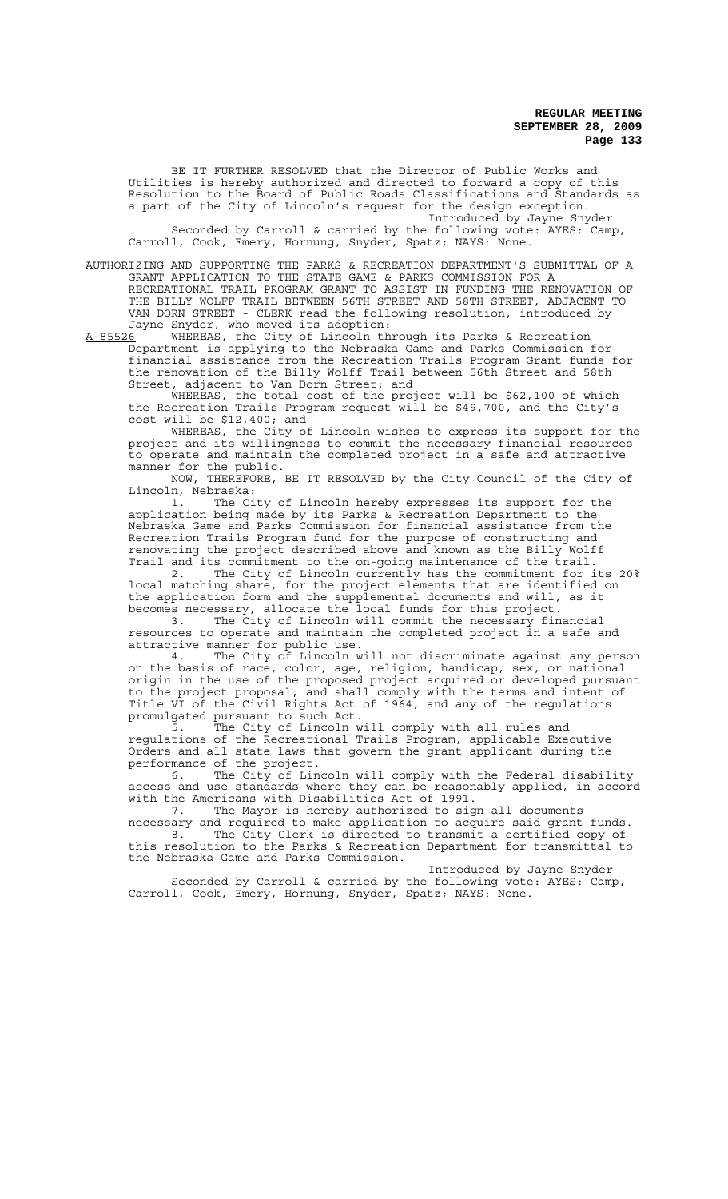BE IT FURTHER RESOLVED that the Director of Public Works and Utilities is hereby authorized and directed to forward a copy of this Resolution to the Board of Public Roads Classifications and Standards as a part of the City of Lincoln's request for the design exception.

Introduced by Jayne Snyder

Seconded by Carroll & carried by the following vote: AYES: Camp, Carroll, Cook, Emery, Hornung, Snyder, Spatz; NAYS: None.

AUTHORIZING AND SUPPORTING THE PARKS & RECREATION DEPARTMENT'S SUBMITTAL OF A GRANT APPLICATION TO THE STATE GAME & PARKS COMMISSION FOR A RECREATIONAL TRAIL PROGRAM GRANT TO ASSIST IN FUNDING THE RENOVATION OF THE BILLY WOLFF TRAIL BETWEEN 56TH STREET AND 58TH STREET, ADJACENT TO VAN DORN STREET - CLERK read the following resolution, introduced by Jayne Snyder, who moved its adoption:

A-85526 WHEREAS, the City of Lincoln through its Parks & Recreation Department is applying to the Nebraska Game and Parks Commission for financial assistance from the Recreation Trails Program Grant funds for the renovation of the Billy Wolff Trail between 56th Street and 58th Street, adjacent to Van Dorn Street; and

WHEREAS, the total cost of the project will be $62,100 of which the Recreation Trails Program request will be $49,700, and the City's cost will be $12,400; and

WHEREAS, the City of Lincoln wishes to express its support for the project and its willingness to commit the necessary financial resources to operate and maintain the completed project in a safe and attractive manner for the public.

NOW, THEREFORE, BE IT RESOLVED by the City Council of the City of Lincoln, Nebraska:

1. The City of Lincoln hereby expresses its support for the application being made by its Parks & Recreation Department to the Nebraska Game and Parks Commission for financial assistance from the Recreation Trails Program fund for the purpose of constructing and renovating the project described above and known as the Billy Wolff Trail and its commitment to the on-going maintenance of the trail.

2. The City of Lincoln currently has the commitment for its 20% local matching share, for the project elements that are identified on the application form and the supplemental documents and will, as it becomes necessary, allocate the local funds for this project.

3. The City of Lincoln will commit the necessary financial resources to operate and maintain the completed project in a safe and attractive manner for public use.

4. The City of Lincoln will not discriminate against any person on the basis of race, color, age, religion, handicap, sex, or national origin in the use of the proposed project acquired or developed pursuant to the project proposal, and shall comply with the terms and intent of Title VI of the Civil Rights Act of 1964, and any of the regulations promulgated pursuant to such Act.

5. The City of Lincoln will comply with all rules and regulations of the Recreational Trails Program, applicable Executive Orders and all state laws that govern the grant applicant during the performance of the project.

6. The City of Lincoln will comply with the Federal disability access and use standards where they can be reasonably applied, in accord with the Americans with Disabilities Act of 1991.

7. The Mayor is hereby authorized to sign all documents necessary and required to make application to acquire said grant funds.

8. The City Clerk is directed to transmit a certified copy of this resolution to the Parks & Recreation Department for transmittal to the Nebraska Game and Parks Commission.

Introduced by Jayne Snyder

Seconded by Carroll & carried by the following vote: AYES: Camp, Carroll, Cook, Emery, Hornung, Snyder, Spatz; NAYS: None.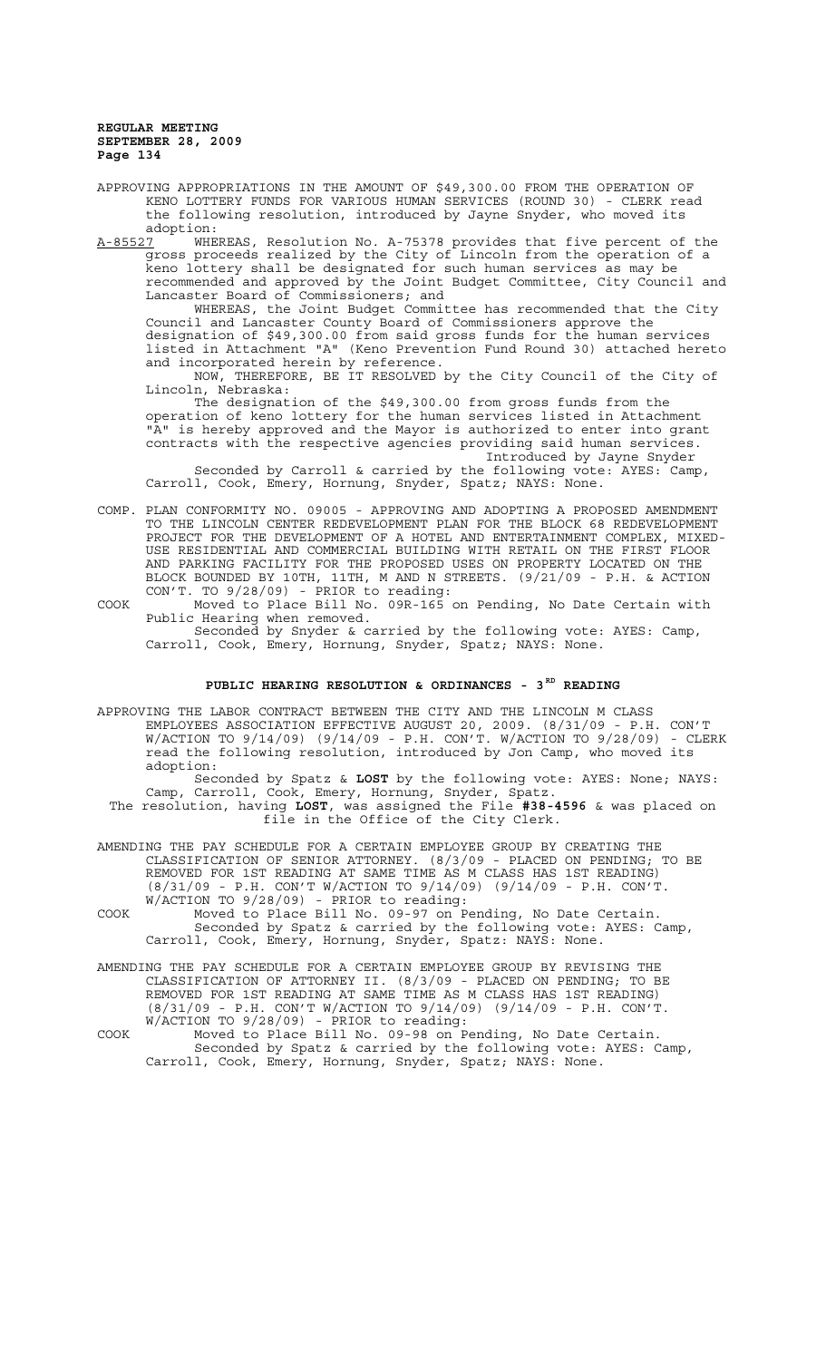APPROVING APPROPRIATIONS IN THE AMOUNT OF $49,300.00 FROM THE OPERATION OF KENO LOTTERY FUNDS FOR VARIOUS HUMAN SERVICES (ROUND 30) - CLERK read the following resolution, introduced by Jayne Snyder, who moved its adoption:

A-85527 WHEREAS, Resolution No. A-75378 provides that five percent of the gross proceeds realized by the City of Lincoln from the operation of a keno lottery shall be designated for such human services as may be recommended and approved by the Joint Budget Committee, City Council and Lancaster Board of Commissioners; and

WHEREAS, the Joint Budget Committee has recommended that the City Council and Lancaster County Board of Commissioners approve the designation of $49,300.00 from said gross funds for the human services listed in Attachment "A" (Keno Prevention Fund Round 30) attached hereto and incorporated herein by reference.

NOW, THEREFORE, BE IT RESOLVED by the City Council of the City of Lincoln, Nebraska:

The designation of the $49,300.00 from gross funds from the operation of keno lottery for the human services listed in Attachment "A" is hereby approved and the Mayor is authorized to enter into grant contracts with the respective agencies providing said human services.

Introduced by Jayne Snyder

Seconded by Carroll & carried by the following vote: AYES: Camp, Carroll, Cook, Emery, Hornung, Snyder, Spatz; NAYS: None.

COMP. PLAN CONFORMITY NO. 09005 - APPROVING AND ADOPTING A PROPOSED AMENDMENT TO THE LINCOLN CENTER REDEVELOPMENT PLAN FOR THE BLOCK 68 REDEVELOPMENT PROJECT FOR THE DEVELOPMENT OF A HOTEL AND ENTERTAINMENT COMPLEX, MIXED-USE RESIDENTIAL AND COMMERCIAL BUILDING WITH RETAIL ON THE FIRST FLOOR AND PARKING FACILITY FOR THE PROPOSED USES ON PROPERTY LOCATED ON THE BLOCK BOUNDED BY 10TH, 11TH, M AND N STREETS. (9/21/09 - P.H. & ACTION CON'T. TO 9/28/09) - PRIOR to reading:

COOK Moved to Place Bill No. 09R-165 on Pending, No Date Certain with Public Hearing when removed.

Seconded by Snyder & carried by the following vote: AYES: Camp, Carroll, Cook, Emery, Hornung, Snyder, Spatz; NAYS: None.

## PUBLIC HEARING RESOLUTION & ORDINANCES - 3RD READING

APPROVING THE LABOR CONTRACT BETWEEN THE CITY AND THE LINCOLN M CLASS EMPLOYEES ASSOCIATION EFFECTIVE AUGUST 20, 2009. (8/31/09 - P.H. CON'T W/ACTION TO 9/14/09) (9/14/09 - P.H. CON'T. W/ACTION TO 9/28/09) - CLERK read the following resolution, introduced by Jon Camp, who moved its adoption:

Seconded by Spatz & **LOST** by the following vote: AYES: None; NAYS: Camp, Carroll, Cook, Emery, Hornung, Snyder, Spatz.

The resolution, having **LOST**, was assigned the File **#38-4596** & was placed on file in the Office of the City Clerk.

AMENDING THE PAY SCHEDULE FOR A CERTAIN EMPLOYEE GROUP BY CREATING THE CLASSIFICATION OF SENIOR ATTORNEY. (8/3/09 - PLACED ON PENDING; TO BE REMOVED FOR 1ST READING AT SAME TIME AS M CLASS HAS 1ST READING) (8/31/09 - P.H. CON'T W/ACTION TO 9/14/09) (9/14/09 - P.H. CON'T. W/ACTION TO 9/28/09) - PRIOR to reading:

COOK Moved to Place Bill No. 09-97 on Pending, No Date Certain.

Seconded by Spatz & carried by the following vote: AYES: Camp, Carroll, Cook, Emery, Hornung, Snyder, Spatz; NAYS: None.

AMENDING THE PAY SCHEDULE FOR A CERTAIN EMPLOYEE GROUP BY REVISING THE CLASSIFICATION OF ATTORNEY II. (8/3/09 - PLACED ON PENDING; TO BE REMOVED FOR 1ST READING AT SAME TIME AS M CLASS HAS 1ST READING) (8/31/09 - P.H. CON'T W/ACTION TO 9/14/09) (9/14/09 - P.H. CON'T. W/ACTION TO 9/28/09) - PRIOR to reading:

COOK Moved to Place Bill No. 09-98 on Pending, No Date Certain.

Seconded by Spatz & carried by the following vote: AYES: Camp, Carroll, Cook, Emery, Hornung, Snyder, Spatz; NAYS: None.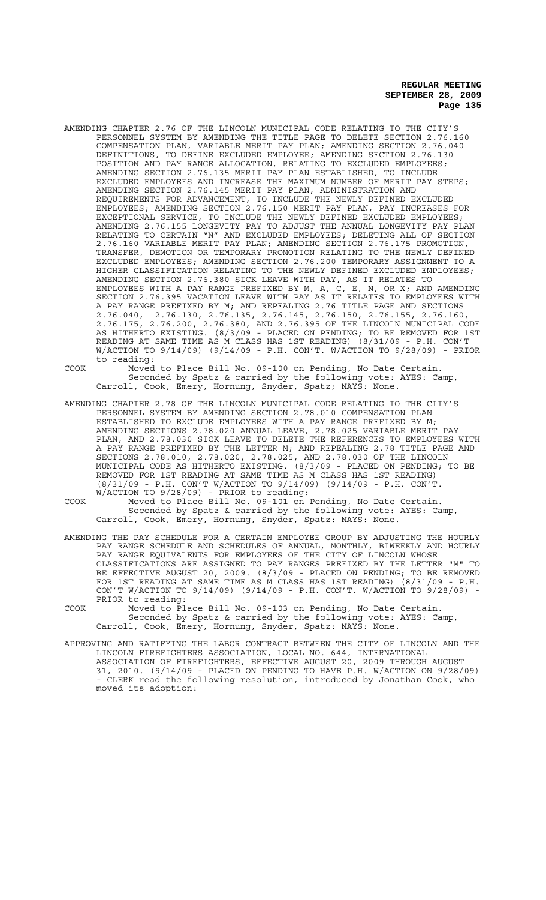AMENDING CHAPTER 2.76 OF THE LINCOLN MUNICIPAL CODE RELATING TO THE CITY'S PERSONNEL SYSTEM BY AMENDING THE TITLE PAGE TO DELETE SECTION 2.76.160 COMPENSATION PLAN, VARIABLE MERIT PAY PLAN; AMENDING SECTION 2.76.040 DEFINITIONS, TO DEFINE EXCLUDED EMPLOYEE; AMENDING SECTION 2.76.130 POSITION AND PAY RANGE ALLOCATION, RELATING TO EXCLUDED EMPLOYEES; AMENDING SECTION 2.76.135 MERIT PAY PLAN ESTABLISHED, TO INCLUDE EXCLUDED EMPLOYEES AND INCREASE THE MAXIMUM NUMBER OF MERIT PAY STEPS; AMENDING SECTION 2.76.145 MERIT PAY PLAN, ADMINISTRATION AND REQUIREMENTS FOR ADVANCEMENT, TO INCLUDE THE NEWLY DEFINED EXCLUDED EMPLOYEES; AMENDING SECTION 2.76.150 MERIT PAY PLAN, PAY INCREASES FOR EXCEPTIONAL SERVICE, TO INCLUDE THE NEWLY DEFINED EXCLUDED EMPLOYEES; AMENDING 2.76.155 LONGEVITY PAY TO ADJUST THE ANNUAL LONGEVITY PAY PLAN RELATING TO CERTAIN "N" AND EXCLUDED EMPLOYEES; DELETING ALL OF SECTION 2.76.160 VARIABLE MERIT PAY PLAN; AMENDING SECTION 2.76.175 PROMOTION, TRANSFER, DEMOTION OR TEMPORARY PROMOTION RELATING TO THE NEWLY DEFINED EXCLUDED EMPLOYEES; AMENDING SECTION 2.76.200 TEMPORARY ASSIGNMENT TO A HIGHER CLASSIFICATION RELATING TO THE NEWLY DEFINED EXCLUDED EMPLOYEES; AMENDING SECTION 2.76.380 SICK LEAVE WITH PAY, AS IT RELATES TO EMPLOYEES WITH A PAY RANGE PREFIXED BY M, A, C, E, N, OR X; AND AMENDING SECTION 2.76.395 VACATION LEAVE WITH PAY AS IT RELATES TO EMPLOYEES WITH A PAY RANGE PREFIXED BY M; AND REPEALING 2.76 TITLE PAGE AND SECTIONS 2.76.040, 2.76.130, 2.76.135, 2.76.145, 2.76.150, 2.76.155, 2.76.160, 2.76.175, 2.76.200, 2.76.380, AND 2.76.395 OF THE LINCOLN MUNICIPAL CODE AS HITHERTO EXISTING. (8/3/09 - PLACED ON PENDING; TO BE REMOVED FOR 1ST READING AT SAME TIME AS M CLASS HAS 1ST READING) (8/31/09 - P.H. CON'T W/ACTION TO 9/14/09) (9/14/09 - P.H. CON'T. W/ACTION TO 9/28/09) - PRIOR to reading:

COOK Moved to Place Bill No. 09-100 on Pending, No Date Certain.
Seconded by Spatz & carried by the following vote: AYES: Camp, Carroll, Cook, Emery, Hornung, Snyder, Spatz; NAYS: None.

AMENDING CHAPTER 2.78 OF THE LINCOLN MUNICIPAL CODE RELATING TO THE CITY'S PERSONNEL SYSTEM BY AMENDING SECTION 2.78.010 COMPENSATION PLAN ESTABLISHED TO EXCLUDE EMPLOYEES WITH A PAY RANGE PREFIXED BY M; AMENDING SECTIONS 2.78.020 ANNUAL LEAVE, 2.78.025 VARIABLE MERIT PAY PLAN, AND 2.78.030 SICK LEAVE TO DELETE THE REFERENCES TO EMPLOYEES WITH A PAY RANGE PREFIXED BY THE LETTER M; AND REPEALING 2.78 TITLE PAGE AND SECTIONS 2.78.010, 2.78.020, 2.78.025, AND 2.78.030 OF THE LINCOLN MUNICIPAL CODE AS HITHERTO EXISTING. (8/3/09 - PLACED ON PENDING; TO BE REMOVED FOR 1ST READING AT SAME TIME AS M CLASS HAS 1ST READING) (8/31/09 - P.H. CON'T W/ACTION TO 9/14/09) (9/14/09 - P.H. CON'T. W/ACTION TO 9/28/09) - PRIOR to reading:

COOK Moved to Place Bill No. 09-101 on Pending, No Date Certain.
Seconded by Spatz & carried by the following vote: AYES: Camp, Carroll, Cook, Emery, Hornung, Snyder, Spatz: NAYS: None.

AMENDING THE PAY SCHEDULE FOR A CERTAIN EMPLOYEE GROUP BY ADJUSTING THE HOURLY PAY RANGE SCHEDULE AND SCHEDULES OF ANNUAL, MONTHLY, BIWEEKLY AND HOURLY PAY RANGE EQUIVALENTS FOR EMPLOYEES OF THE CITY OF LINCOLN WHOSE CLASSIFICATIONS ARE ASSIGNED TO PAY RANGES PREFIXED BY THE LETTER "M" TO BE EFFECTIVE AUGUST 20, 2009. (8/3/09 - PLACED ON PENDING; TO BE REMOVED FOR 1ST READING AT SAME TIME AS M CLASS HAS 1ST READING) (8/31/09 - P.H. CON'T W/ACTION TO 9/14/09) (9/14/09 - P.H. CON'T. W/ACTION TO 9/28/09) - PRIOR to reading:

COOK Moved to Place Bill No. 09-103 on Pending, No Date Certain.
Seconded by Spatz & carried by the following vote: AYES: Camp, Carroll, Cook, Emery, Hornung, Snyder, Spatz: NAYS: None.

APPROVING AND RATIFYING THE LABOR CONTRACT BETWEEN THE CITY OF LINCOLN AND THE LINCOLN FIREFIGHTERS ASSOCIATION, LOCAL NO. 644, INTERNATIONAL ASSOCIATION OF FIREFIGHTERS, EFFECTIVE AUGUST 20, 2009 THROUGH AUGUST 31, 2010. (9/14/09 - PLACED ON PENDING TO HAVE P.H. W/ACTION ON 9/28/09) - CLERK read the following resolution, introduced by Jonathan Cook, who moved its adoption: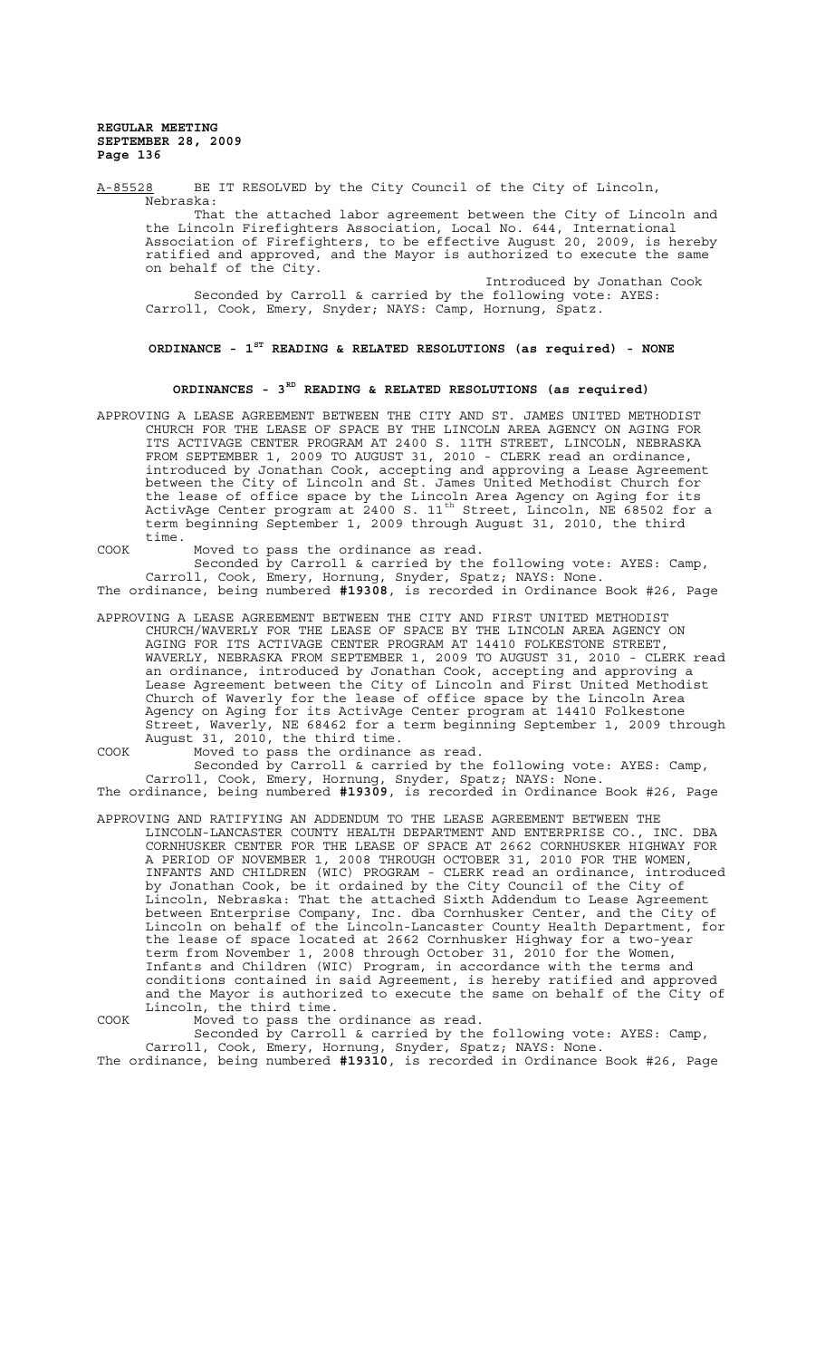A-85528 BE IT RESOLVED by the City Council of the City of Lincoln, Nebraska:

That the attached labor agreement between the City of Lincoln and the Lincoln Firefighters Association, Local No. 644, International Association of Firefighters, to be effective August 20, 2009, is hereby ratified and approved, and the Mayor is authorized to execute the same on behalf of the City.

Introduced by Jonathan Cook

Seconded by Carroll & carried by the following vote: AYES: Carroll, Cook, Emery, Snyder; NAYS: Camp, Hornung, Spatz.

## ORDINANCE - 1ST READING & RELATED RESOLUTIONS (as required) - NONE

## ORDINANCES - 3RD READING & RELATED RESOLUTIONS (as required)

APPROVING A LEASE AGREEMENT BETWEEN THE CITY AND ST. JAMES UNITED METHODIST CHURCH FOR THE LEASE OF SPACE BY THE LINCOLN AREA AGENCY ON AGING FOR ITS ACTIVAGE CENTER PROGRAM AT 2400 S. 11TH STREET, LINCOLN, NEBRASKA FROM SEPTEMBER 1, 2009 TO AUGUST 31, 2010 - CLERK read an ordinance, introduced by Jonathan Cook, accepting and approving a Lease Agreement between the City of Lincoln and St. James United Methodist Church for the lease of office space by the Lincoln Area Agency on Aging for its ActivAge Center program at 2400 S. 11th Street, Lincoln, NE 68502 for a term beginning September 1, 2009 through August 31, 2010, the third time.

COOK Moved to pass the ordinance as read.

Seconded by Carroll & carried by the following vote: AYES: Camp, Carroll, Cook, Emery, Hornung, Snyder, Spatz; NAYS: None.

The ordinance, being numbered **#19308**, is recorded in Ordinance Book #26, Page

APPROVING A LEASE AGREEMENT BETWEEN THE CITY AND FIRST UNITED METHODIST CHURCH/WAVERLY FOR THE LEASE OF SPACE BY THE LINCOLN AREA AGENCY ON AGING FOR ITS ACTIVAGE CENTER PROGRAM AT 14410 FOLKESTONE STREET, WAVERLY, NEBRASKA FROM SEPTEMBER 1, 2009 TO AUGUST 31, 2010 - CLERK read an ordinance, introduced by Jonathan Cook, accepting and approving a Lease Agreement between the City of Lincoln and First United Methodist Church of Waverly for the lease of office space by the Lincoln Area Agency on Aging for its ActivAge Center program at 14410 Folkestone Street, Waverly, NE 68462 for a term beginning September 1, 2009 through August 31, 2010, the third time.

COOK Moved to pass the ordinance as read.

Seconded by Carroll & carried by the following vote: AYES: Camp, Carroll, Cook, Emery, Hornung, Snyder, Spatz; NAYS: None.

The ordinance, being numbered **#19309**, is recorded in Ordinance Book #26, Page

APPROVING AND RATIFYING AN ADDENDUM TO THE LEASE AGREEMENT BETWEEN THE LINCOLN-LANCASTER COUNTY HEALTH DEPARTMENT AND ENTERPRISE CO., INC. DBA CORNHUSKER CENTER FOR THE LEASE OF SPACE AT 2662 CORNHUSKER HIGHWAY FOR A PERIOD OF NOVEMBER 1, 2008 THROUGH OCTOBER 31, 2010 FOR THE WOMEN, INFANTS AND CHILDREN (WIC) PROGRAM - CLERK read an ordinance, introduced by Jonathan Cook, be it ordained by the City Council of the City of Lincoln, Nebraska: That the attached Sixth Addendum to Lease Agreement between Enterprise Company, Inc. dba Cornhusker Center, and the City of Lincoln on behalf of the Lincoln-Lancaster County Health Department, for the lease of space located at 2662 Cornhusker Highway for a two-year term from November 1, 2008 through October 31, 2010 for the Women, Infants and Children (WIC) Program, in accordance with the terms and conditions contained in said Agreement, is hereby ratified and approved and the Mayor is authorized to execute the same on behalf of the City of Lincoln, the third time.

COOK Moved to pass the ordinance as read.

Seconded by Carroll & carried by the following vote: AYES: Camp, Carroll, Cook, Emery, Hornung, Snyder, Spatz; NAYS: None.

The ordinance, being numbered **#19310**, is recorded in Ordinance Book #26, Page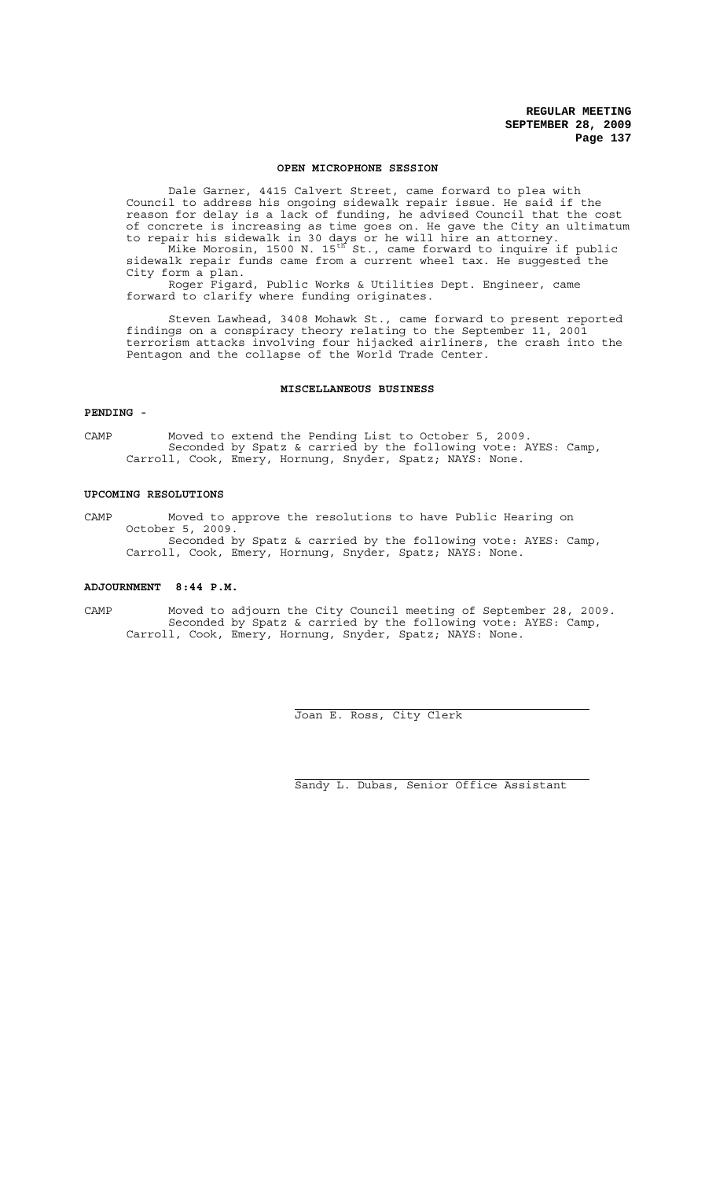**OPEN MICROPHONE SESSION**

Dale Garner, 4415 Calvert Street, came forward to plea with Council to address his ongoing sidewalk repair issue. He said if the reason for delay is a lack of funding, he advised Council that the cost of concrete is increasing as time goes on. He gave the City an ultimatum to repair his sidewalk in 30 days or he will hire an attorney.

Mike Morosin, 1500 N. 15th St., came forward to inquire if public sidewalk repair funds came from a current wheel tax. He suggested the City form a plan.

Roger Figard, Public Works & Utilities Dept. Engineer, came forward to clarify where funding originates.

Steven Lawhead, 3408 Mohawk St., came forward to present reported findings on a conspiracy theory relating to the September 11, 2001 terrorism attacks involving four hijacked airliners, the crash into the Pentagon and the collapse of the World Trade Center.

**MISCELLANEOUS BUSINESS**

**PENDING -**

CAMP Moved to extend the Pending List to October 5, 2009.
Seconded by Spatz & carried by the following vote: AYES: Camp, Carroll, Cook, Emery, Hornung, Snyder, Spatz; NAYS: None.

**UPCOMING RESOLUTIONS**

CAMP Moved to approve the resolutions to have Public Hearing on October 5, 2009.
Seconded by Spatz & carried by the following vote: AYES: Camp, Carroll, Cook, Emery, Hornung, Snyder, Spatz; NAYS: None.

**ADJOURNMENT 8:44 P.M.**

CAMP Moved to adjourn the City Council meeting of September 28, 2009.
Seconded by Spatz & carried by the following vote: AYES: Camp, Carroll, Cook, Emery, Hornung, Snyder, Spatz; NAYS: None.

Joan E. Ross, City Clerk

Sandy L. Dubas, Senior Office Assistant